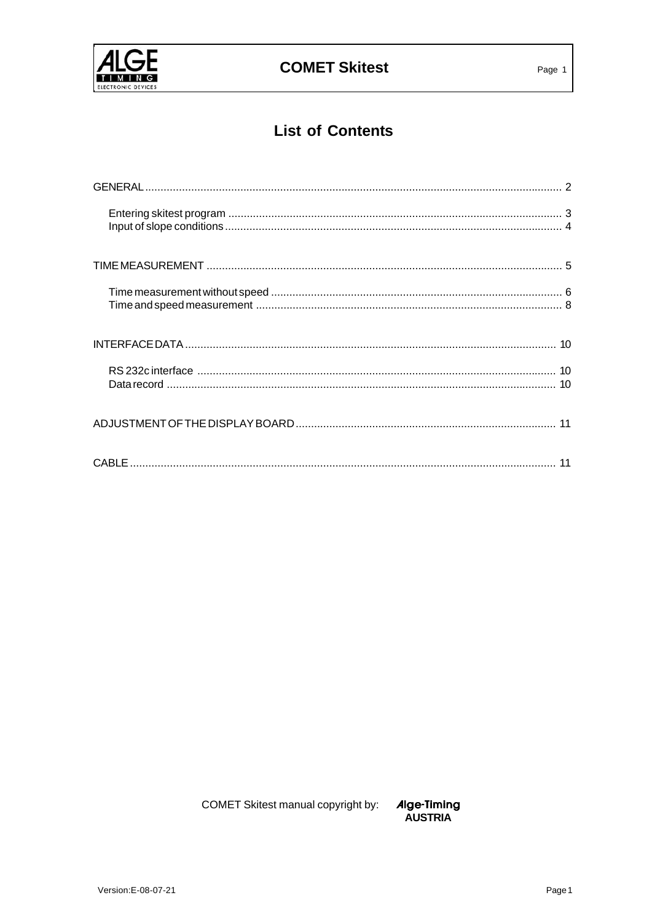# List of Contents

GENERAL ........................................................................................................................................ 2

Entering skitest program ........................................................................................................... 3
Input of slope conditions ............................................................................................................. 4

TIME MEASUREMENT ................................................................................................................... 5

Time measurement without speed .............................................................................................. 6
Time and speed measurement ................................................................................................... 8

INTERFACE DATA ........................................................................................................................ 10

RS 232c interface ................................................................................................................... 10
Data record ............................................................................................................................. 10

ADJUSTMENT OF THE DISPLAY BOARD .................................................................................... 11

CABLE .......................................................................................................................................... 11

COMET Skitest manual copyright by: Alge-Timing AUSTRIA

Version:E-08-07-21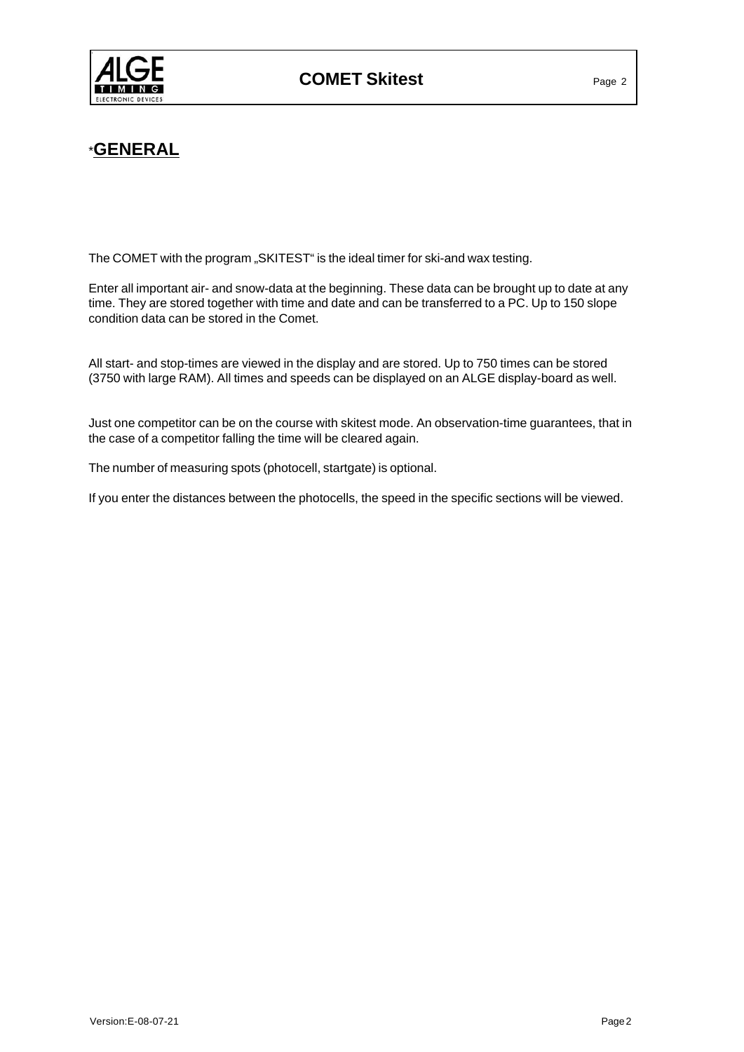# *GENERAL

The COMET with the program „SKITEST" is the ideal timer for ski-and wax testing.

Enter all important air- and snow-data at the beginning. These data can be brought up to date at any time. They are stored together with time and date and can be transferred to a PC. Up to 150 slope condition data can be stored in the Comet.

All start- and stop-times are viewed in the display and are stored. Up to 750 times can be stored (3750 with large RAM). All times and speeds can be displayed on an ALGE display-board as well.

Just one competitor can be on the course with skitest mode. An observation-time guarantees, that in the case of a competitor falling the time will be cleared again.

The number of measuring spots (photocell, startgate) is optional.

If you enter the distances between the photocells, the speed in the specific sections will be viewed.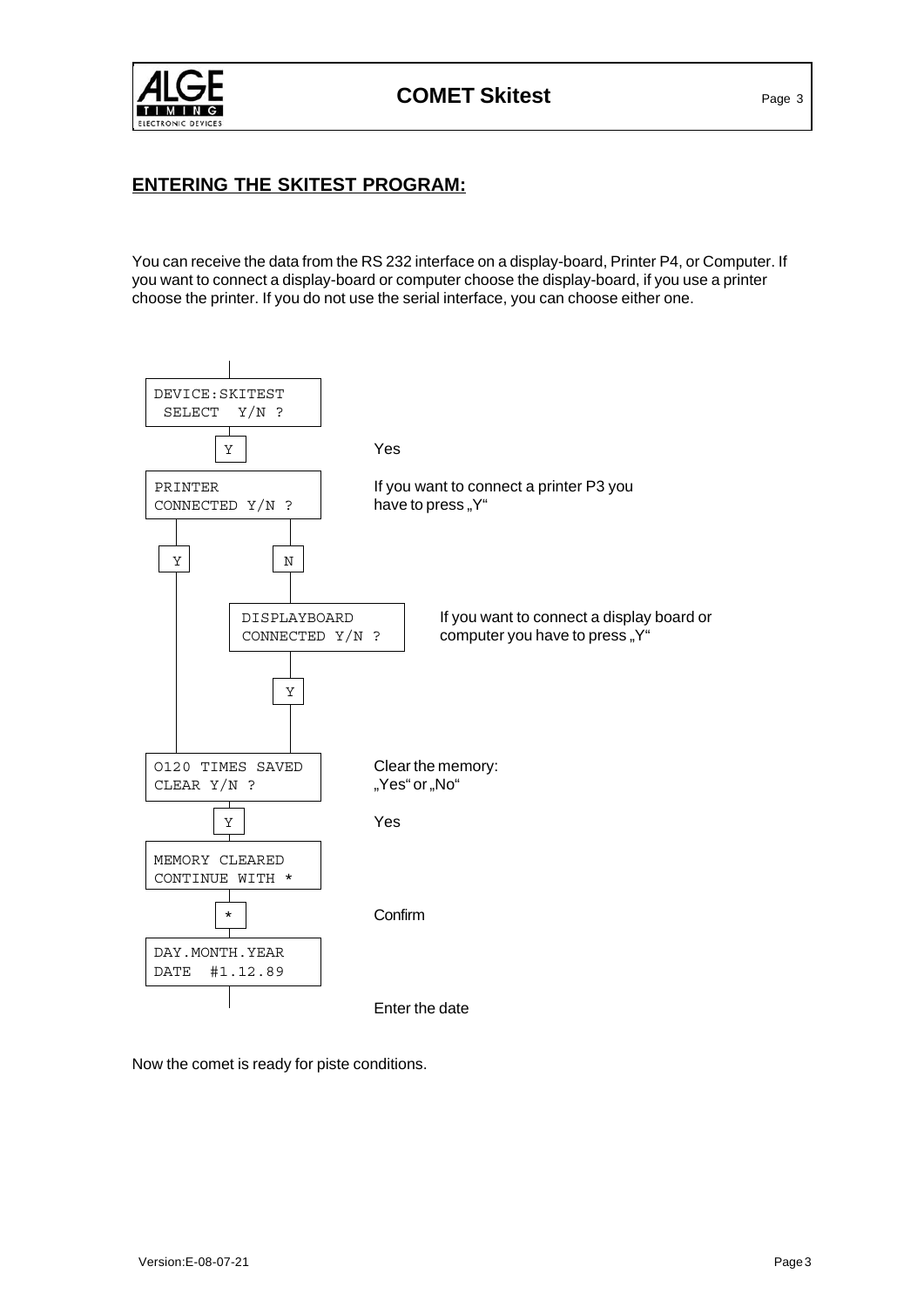## ENTERING THE SKITEST PROGRAM:

You can receive the data from the RS 232 interface on a display-board, Printer P4, or Computer. If you want to connect a display-board or computer choose the display-board, if you use a printer choose the printer. If you do not use the serial interface, you can choose either one.

```
DEVICE:SKITEST
 SELECT  Y/N ?
```

[Y] Yes

```
PRINTER
CONNECTED Y/N ?
```

If you want to connect a printer P3 you have to press „Y"

[Y] [N]

```
DISPLAYBOARD
CONNECTED Y/N ?
```

If you want to connect a display board or computer you have to press „Y"

[Y]

```
0120 TIMES SAVED
CLEAR Y/N ?
```

Clear the memory: „Yes" or „No"

[Y] Yes

```
MEMORY CLEARED
CONTINUE WITH *
```

[*] Confirm

```
DAY.MONTH.YEAR
DATE  #1.12.89
```

Enter the date

Now the comet is ready for piste conditions.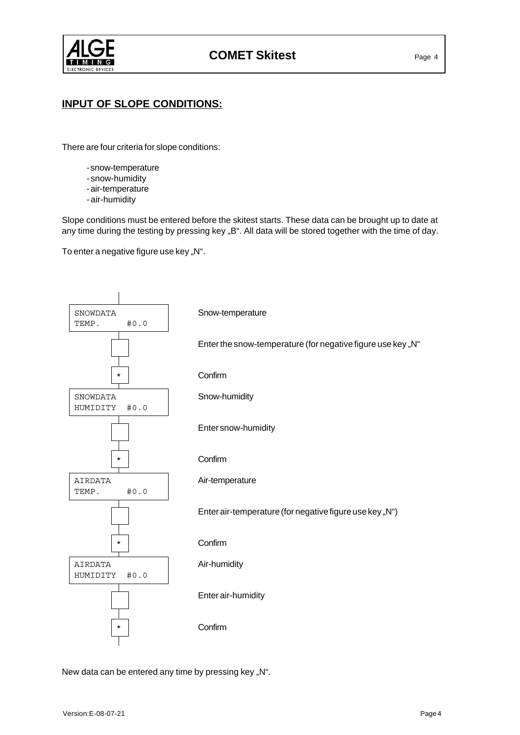## INPUT OF SLOPE CONDITIONS:

There are four criteria for slope conditions:

- snow-temperature
- snow-humidity
- air-temperature
- air-humidity

Slope conditions must be entered before the skitest starts. These data can be brought up to date at any time during the testing by pressing key „B". All data will be stored together with the time of day.

To enter a negative figure use key „N".

| Display / Key | Description |
| --- | --- |
| SNOWDATA<br>TEMP. #0.0 | Snow-temperature |
| (input) | Enter the snow-temperature (for negative figure use key „N" |
| * | Confirm |
| SNOWDATA<br>HUMIDITY #0.0 | Snow-humidity |
| (input) | Enter snow-humidity |
| * | Confirm |
| AIRDATA<br>TEMP. #0.0 | Air-temperature |
| (input) | Enter air-temperature (for negative figure use key „N") |
| * | Confirm |
| AIRDATA<br>HUMIDITY #0.0 | Air-humidity |
| (input) | Enter air-humidity |
| * | Confirm |

New data can be entered any time by pressing key „N".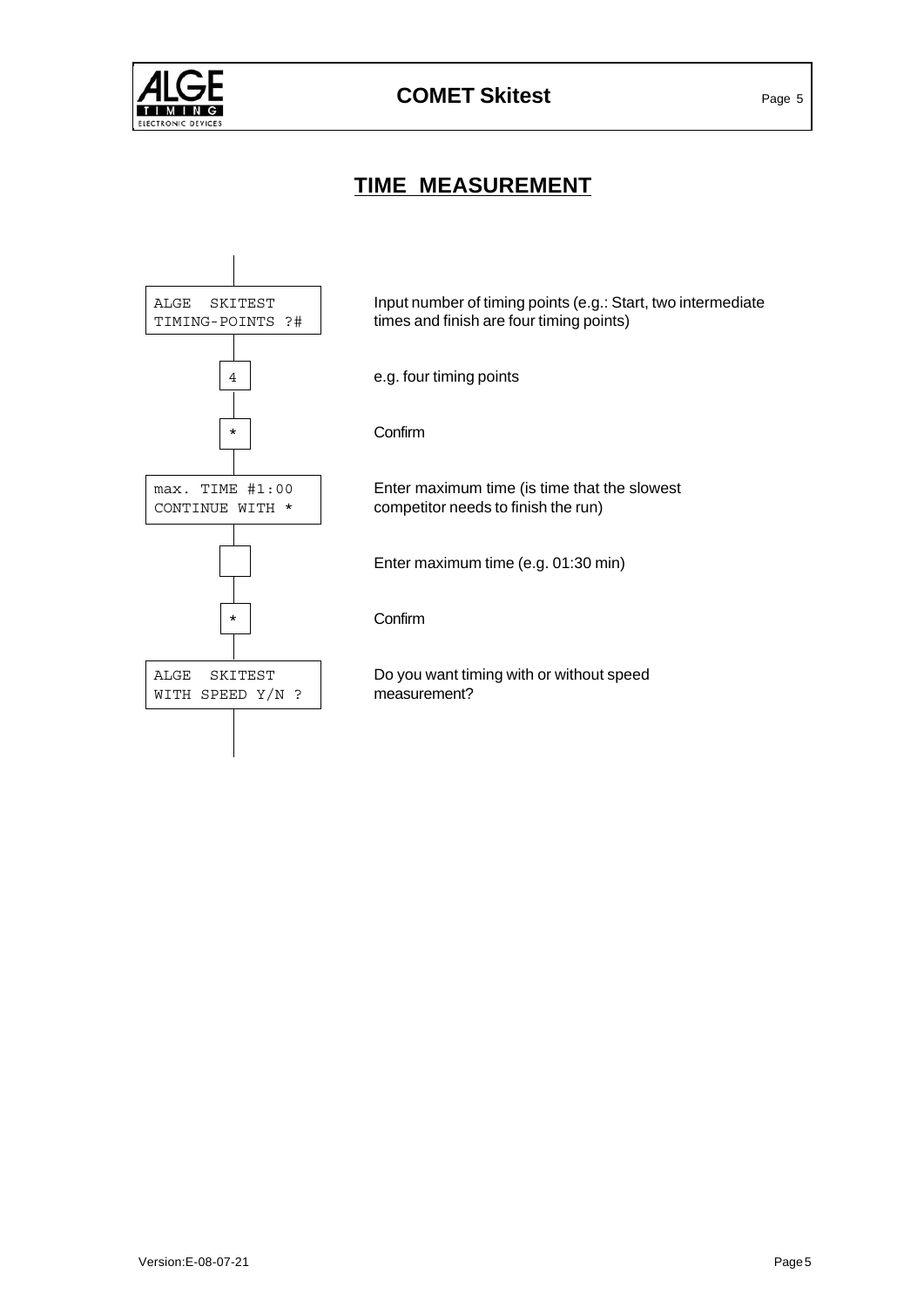# TIME MEASUREMENT

| Display / Key | Description |
| --- | --- |
| ALGE SKITEST<br>TIMING-POINTS ?# | Input number of timing points (e.g.: Start, two intermediate times and finish are four timing points) |
| 4 | e.g. four timing points |
| * | Confirm |
| max. TIME #1:00<br>CONTINUE WITH * | Enter maximum time (is time that the slowest competitor needs to finish the run) |
| | Enter maximum time (e.g. 01:30 min) |
| * | Confirm |
| ALGE SKITEST<br>WITH SPEED Y/N ? | Do you want timing with or without speed measurement? |

Version:E-08-07-21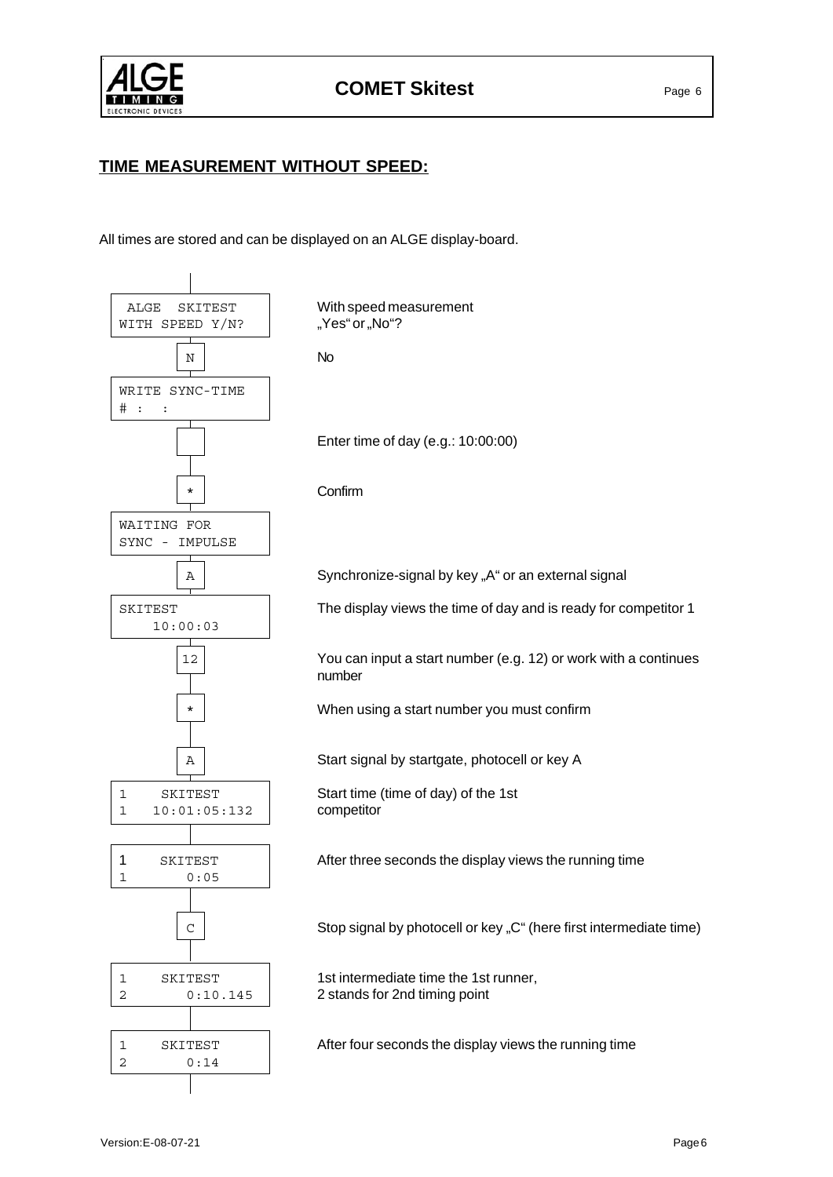## TIME MEASUREMENT WITHOUT SPEED:

All times are stored and can be displayed on an ALGE display-board.

| Display / Key | Description |
|---|---|
| `ALGE SKITEST`<br>`WITH SPEED Y/N?` | With speed measurement „Yes" or „No"? |
| `N` | No |
| `WRITE SYNC-TIME`<br>`# : :` | |
| | Enter time of day (e.g.: 10:00:00) |
| `*` | Confirm |
| `WAITING FOR`<br>`SYNC - IMPULSE` | |
| `A` | Synchronize-signal by key „A" or an external signal |
| `SKITEST`<br>`10:00:03` | The display views the time of day and is ready for competitor 1 |
| `12` | You can input a start number (e.g. 12) or work with a continues number |
| `*` | When using a start number you must confirm |
| `A` | Start signal by startgate, photocell or key A |
| `1 SKITEST`<br>`1 10:01:05:132` | Start time (time of day) of the 1st competitor |
| `1 SKITEST`<br>`1 0:05` | After three seconds the display views the running time |
| `C` | Stop signal by photocell or key „C" (here first intermediate time) |
| `1 SKITEST`<br>`2 0:10.145` | 1st intermediate time the 1st runner, 2 stands for 2nd timing point |
| `1 SKITEST`<br>`2 0:14` | After four seconds the display views the running time |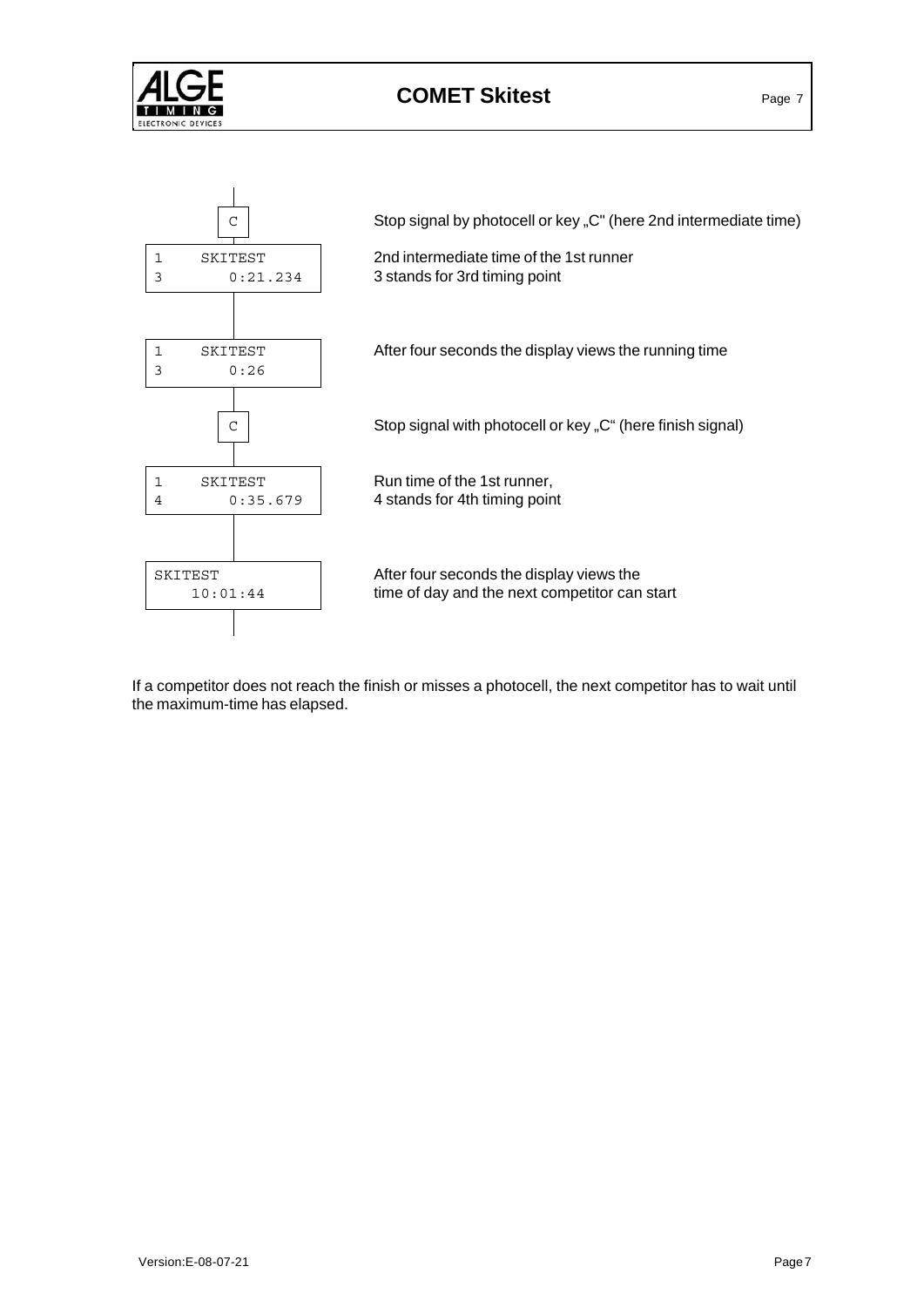| Display | Description |
| --- | --- |
| C | Stop signal by photocell or key „C" (here 2nd intermediate time) |
| 1 SKITEST<br>3 0:21.234 | 2nd intermediate time of the 1st runner<br>3 stands for 3rd timing point |
| 1 SKITEST<br>3 0:26 | After four seconds the display views the running time |
| C | Stop signal with photocell or key „C" (here finish signal) |
| 1 SKITEST<br>4 0:35.679 | Run time of the 1st runner,<br>4 stands for 4th timing point |
| SKITEST<br>10:01:44 | After four seconds the display views the time of day and the next competitor can start |

If a competitor does not reach the finish or misses a photocell, the next competitor has to wait until the maximum-time has elapsed.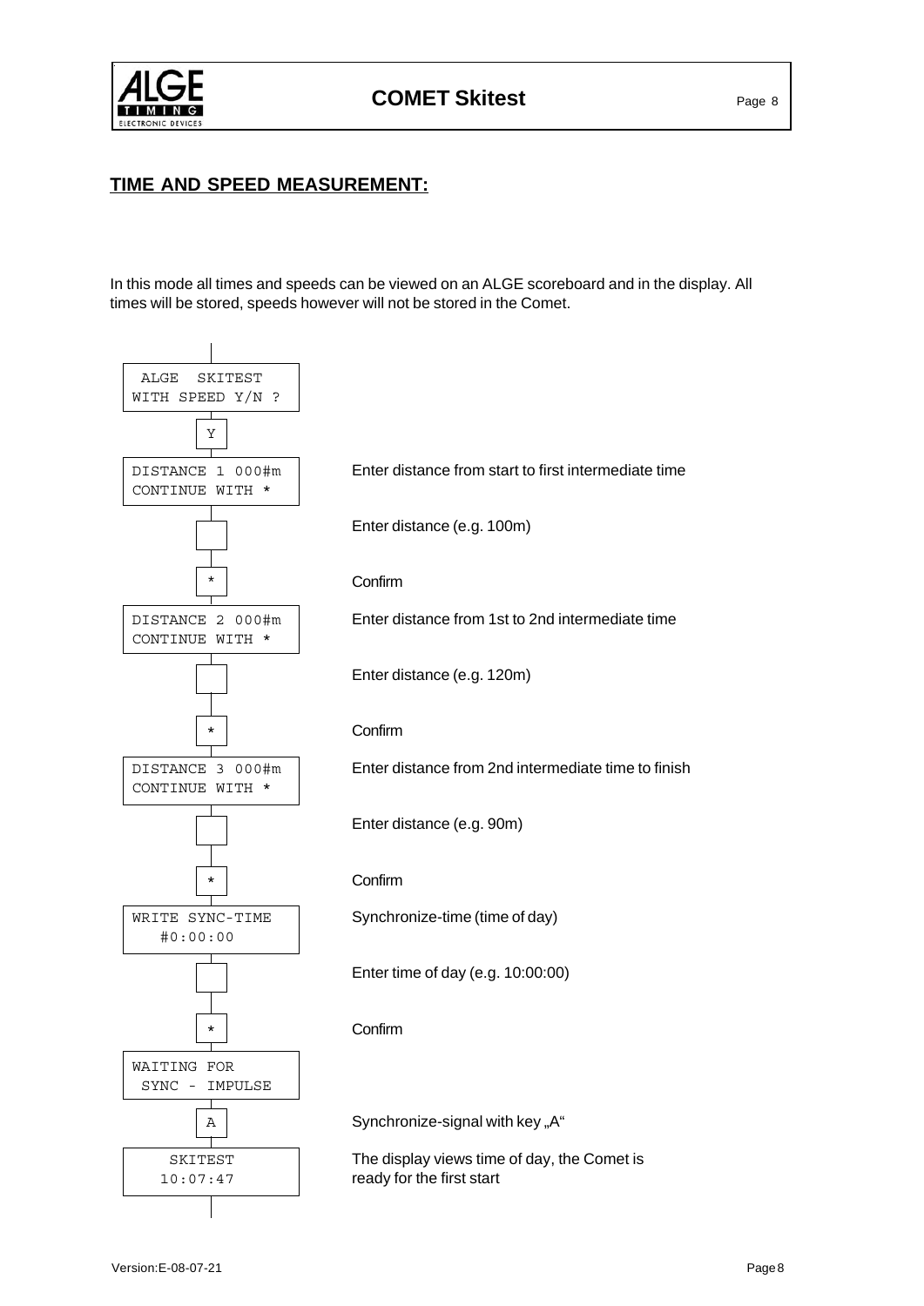## TIME AND SPEED MEASUREMENT:

In this mode all times and speeds can be viewed on an ALGE scoreboard and in the display. All times will be stored, speeds however will not be stored in the Comet.

| Display / Key | Description |
|---|---|
| ALGE SKITEST<br>WITH SPEED Y/N ? | |
| Y | |
| DISTANCE 1 000#m<br>CONTINUE WITH * | Enter distance from start to first intermediate time |
| (key entry) | Enter distance (e.g. 100m) |
| * | Confirm |
| DISTANCE 2 000#m<br>CONTINUE WITH * | Enter distance from 1st to 2nd intermediate time |
| (key entry) | Enter distance (e.g. 120m) |
| * | Confirm |
| DISTANCE 3 000#m<br>CONTINUE WITH * | Enter distance from 2nd intermediate time to finish |
| (key entry) | Enter distance (e.g. 90m) |
| * | Confirm |
| WRITE SYNC-TIME<br>#0:00:00 | Synchronize-time (time of day) |
| (key entry) | Enter time of day (e.g. 10:00:00) |
| * | Confirm |
| WAITING FOR<br>SYNC - IMPULSE | |
| A | Synchronize-signal with key „A“ |
| SKITEST<br>10:07:47 | The display views time of day, the Comet is ready for the first start |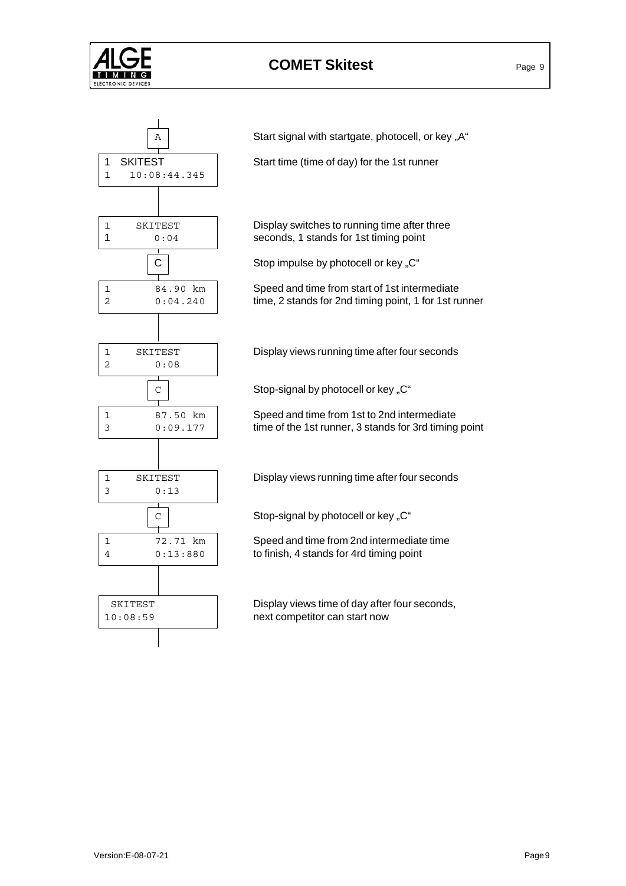| Display / Key | Description |
| --- | --- |
| A | Start signal with startgate, photocell, or key „A“ |
| 1 SKITEST<br>1 10:08:44.345 | Start time (time of day) for the 1st runner |
| 1 SKITEST<br>1 0:04 | Display switches to running time after three seconds, 1 stands for 1st timing point |
| C | Stop impulse by photocell or key „C“ |
| 1 84.90 km<br>2 0:04.240 | Speed and time from start of 1st intermediate time, 2 stands for 2nd timing point, 1 for 1st runner |
| 1 SKITEST<br>2 0:08 | Display views running time after four seconds |
| C | Stop-signal by photocell or key „C“ |
| 1 87.50 km<br>3 0:09.177 | Speed and time from 1st to 2nd intermediate time of the 1st runner, 3 stands for 3rd timing point |
| 1 SKITEST<br>3 0:13 | Display views running time after four seconds |
| C | Stop-signal by photocell or key „C“ |
| 1 72.71 km<br>4 0:13:880 | Speed and time from 2nd intermediate time to finish, 4 stands for 4rd timing point |
| SKITEST<br>10:08:59 | Display views time of day after four seconds, next competitor can start now |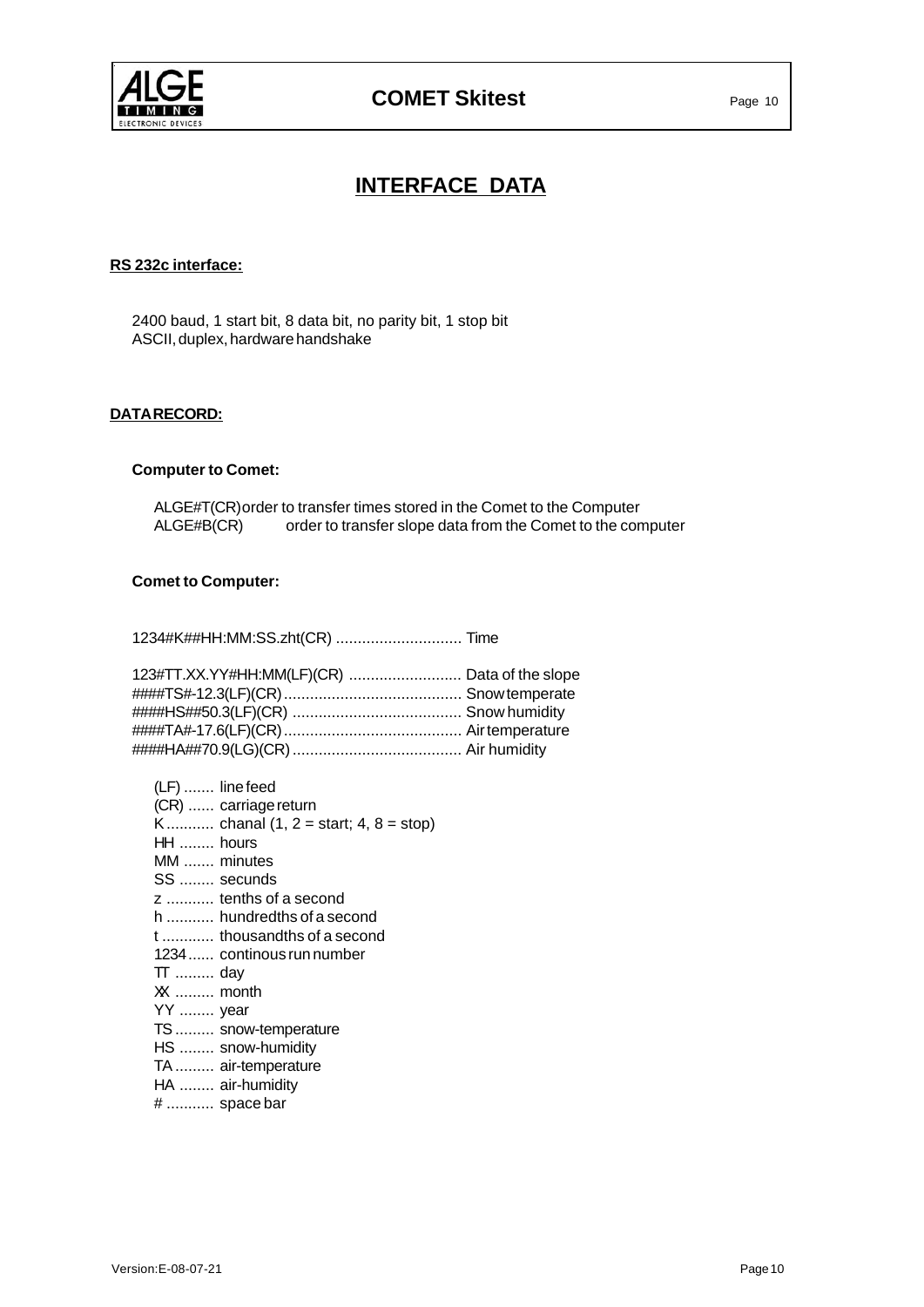# INTERFACE DATA

**RS 232c interface:**

2400 baud, 1 start bit, 8 data bit, no parity bit, 1 stop bit
ASCII, duplex, hardware handshake

**DATA RECORD:**

**Computer to Comet:**

ALGE#T(CR) order to transfer times stored in the Comet to the Computer
ALGE#B(CR) order to transfer slope data from the Comet to the computer

**Comet to Computer:**

1234#K##HH:MM:SS.zht(CR) ............................ Time

123#TT.XX.YY#HH:MM(LF)(CR) .......................... Data of the slope
####TS#-12.3(LF)(CR)........................................ Snow temperate
####HS##50.3(LF)(CR) ...................................... Snow humidity
####TA#-17.6(LF)(CR)........................................ Air temperature
####HA##70.9(LG)(CR)...................................... Air humidity

(LF) ....... line feed
(CR) ...... carriage return
K ........... chanal (1, 2 = start; 4, 8 = stop)
HH ........ hours
MM ....... minutes
SS ........ secunds
z ........... tenths of a second
h ........... hundredths of a second
t ............ thousandths of a second
1234 ...... continous run number
TT ......... day
XX ......... month
YY ........ year
TS ......... snow-temperature
HS ........ snow-humidity
TA ......... air-temperature
HA ........ air-humidity
# ........... space bar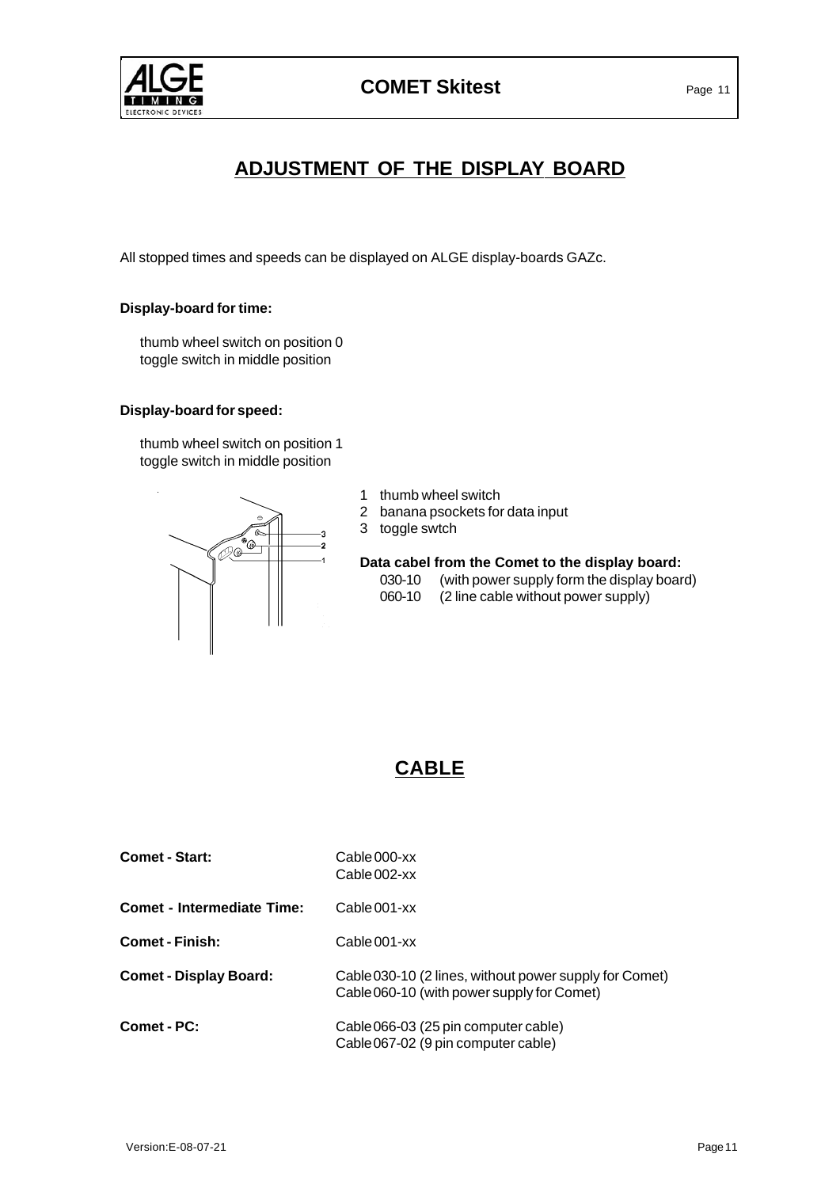## ADJUSTMENT OF THE DISPLAY BOARD

All stopped times and speeds can be displayed on ALGE display-boards GAZc.

**Display-board for time:**

thumb wheel switch on position 0
toggle switch in middle position

**Display-board for speed:**

thumb wheel switch on position 1
toggle switch in middle position

3
2
1

1 thumb wheel switch
2 banana psockets for data input
3 toggle swtch

**Data cabel from the Comet to the display board:**

030-10 (with power supply form the display board)
060-10 (2 line cable without power supply)

## CABLE

| | |
|---|---|
| **Comet - Start:** | Cable 000-xx<br>Cable 002-xx |
| **Comet - Intermediate Time:** | Cable 001-xx |
| **Comet - Finish:** | Cable 001-xx |
| **Comet - Display Board:** | Cable 030-10 (2 lines, without power supply for Comet)<br>Cable 060-10 (with power supply for Comet) |
| **Comet - PC:** | Cable 066-03 (25 pin computer cable)<br>Cable 067-02 (9 pin computer cable) |